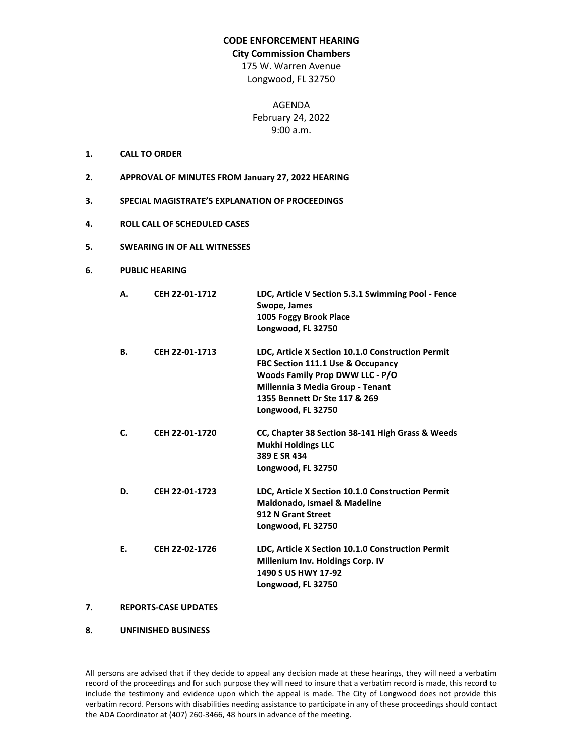# CODE ENFORCEMENT HEARING

## City Commission Chambers

175 W. Warren Avenue
Longwood, FL 32750

AGENDA
February 24, 2022
9:00 a.m.

1. **CALL TO ORDER**

2. **APPROVAL OF MINUTES FROM January 27, 2022 HEARING**

3. **SPECIAL MAGISTRATE'S EXPLANATION OF PROCEEDINGS**

4. **ROLL CALL OF SCHEDULED CASES**

5. **SWEARING IN OF ALL WITNESSES**

6. **PUBLIC HEARING**

   **A.** **CEH 22-01-1712**
   **LDC, Article V Section 5.3.1 Swimming Pool - Fence**
   **Swope, James**
   **1005 Foggy Brook Place**
   **Longwood, FL 32750**

   **B.** **CEH 22-01-1713**
   **LDC, Article X Section 10.1.0 Construction Permit**
   **FBC Section 111.1 Use & Occupancy**
   **Woods Family Prop DWW LLC - P/O**
   **Millennia 3 Media Group - Tenant**
   **1355 Bennett Dr Ste 117 & 269**
   **Longwood, FL 32750**

   **C.** **CEH 22-01-1720**
   **CC, Chapter 38 Section 38-141 High Grass & Weeds**
   **Mukhi Holdings LLC**
   **389 E SR 434**
   **Longwood, FL 32750**

   **D.** **CEH 22-01-1723**
   **LDC, Article X Section 10.1.0 Construction Permit**
   **Maldonado, Ismael & Madeline**
   **912 N Grant Street**
   **Longwood, FL 32750**

   **E.** **CEH 22-02-1726**
   **LDC, Article X Section 10.1.0 Construction Permit**
   **Millenium Inv. Holdings Corp. IV**
   **1490 S US HWY 17-92**
   **Longwood, FL 32750**

7. **REPORTS-CASE UPDATES**

8. **UNFINISHED BUSINESS**

All persons are advised that if they decide to appeal any decision made at these hearings, they will need a verbatim record of the proceedings and for such purpose they will need to insure that a verbatim record is made, this record to include the testimony and evidence upon which the appeal is made. The City of Longwood does not provide this verbatim record. Persons with disabilities needing assistance to participate in any of these proceedings should contact the ADA Coordinator at (407) 260-3466, 48 hours in advance of the meeting.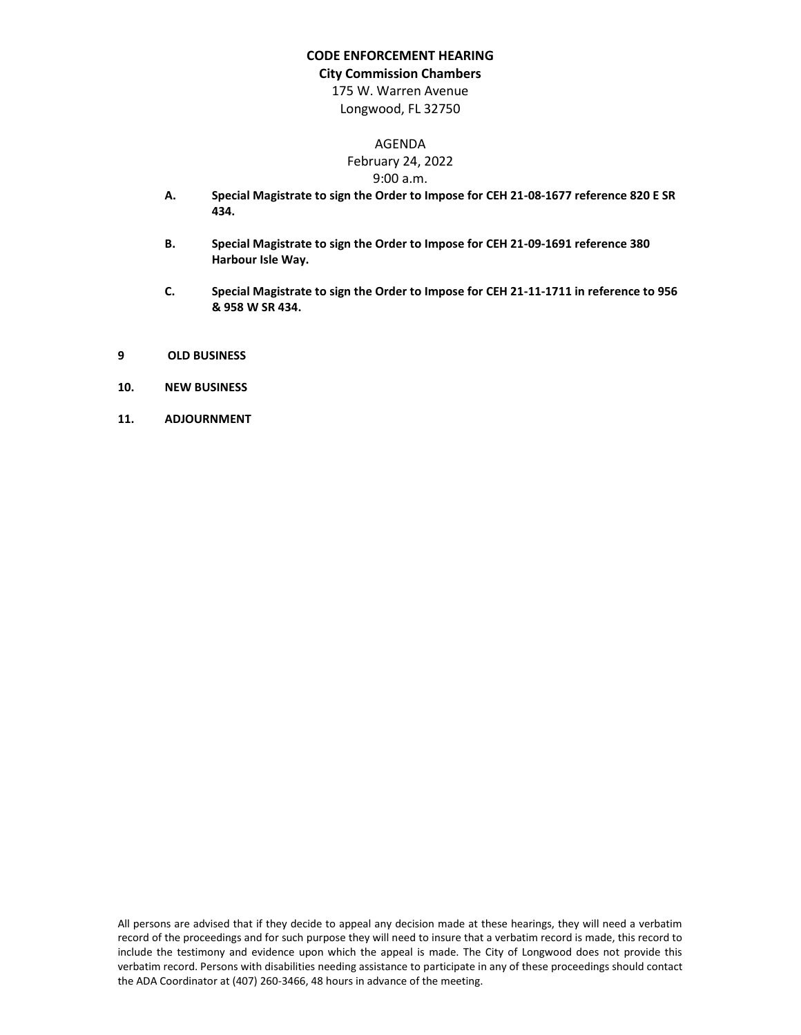**CODE ENFORCEMENT HEARING**

**City Commission Chambers**

175 W. Warren Avenue

Longwood, FL 32750

AGENDA

February 24, 2022

9:00 a.m.

**A. Special Magistrate to sign the Order to Impose for CEH 21-08-1677 reference 820 E SR 434.**

**B. Special Magistrate to sign the Order to Impose for CEH 21-09-1691 reference 380 Harbour Isle Way.**

**C. Special Magistrate to sign the Order to Impose for CEH 21-11-1711 in reference to 956 & 958 W SR 434.**

**9 OLD BUSINESS**

**10. NEW BUSINESS**

**11. ADJOURNMENT**

All persons are advised that if they decide to appeal any decision made at these hearings, they will need a verbatim record of the proceedings and for such purpose they will need to insure that a verbatim record is made, this record to include the testimony and evidence upon which the appeal is made. The City of Longwood does not provide this verbatim record. Persons with disabilities needing assistance to participate in any of these proceedings should contact the ADA Coordinator at (407) 260-3466, 48 hours in advance of the meeting.